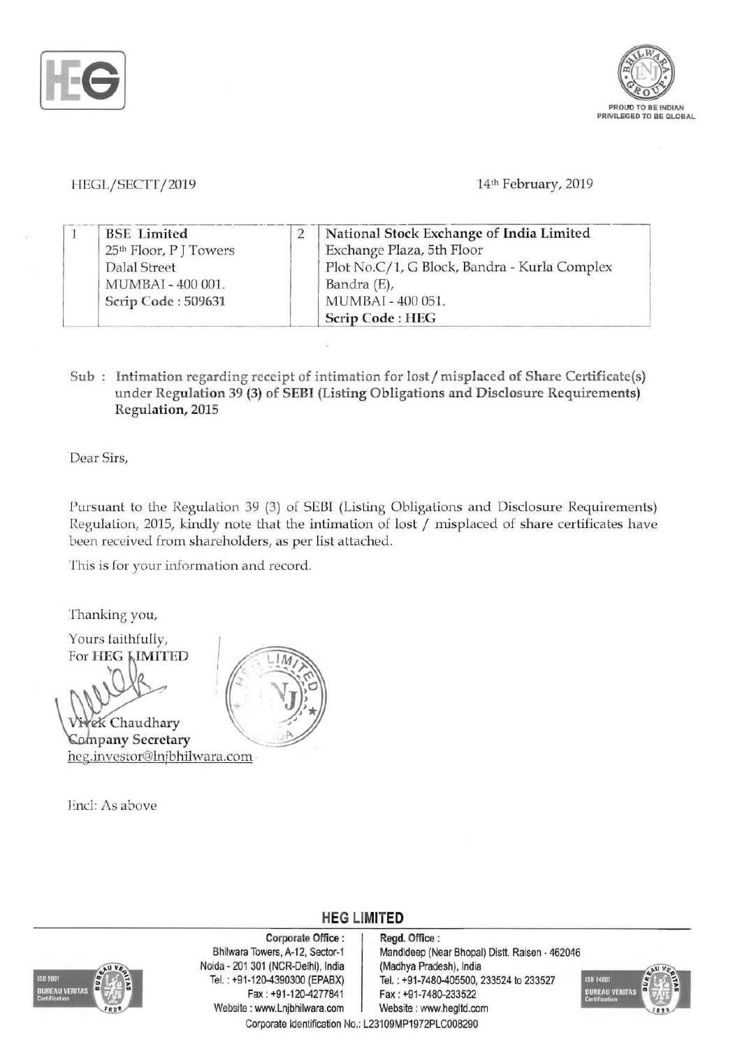HEGL/SECTT/2019

14th February, 2019

| 1 | BSE Limited<br>25th Floor, P J Towers<br>Dalal Street<br>MUMBAI - 400 001.<br>**Scrip Code : 509631** | 2 | **National Stock Exchange of India Limited**<br>Exchange Plaza, 5th Floor<br>Plot No.C/1, G Block, Bandra - Kurla Complex<br>Bandra (E),<br>MUMBAI - 400 051.<br>**Scrip Code : HEG** |
|---|---|---|---|

**Sub : Intimation regarding receipt of intimation for lost / misplaced of Share Certificate(s) under Regulation 39 (3) of SEBI (Listing Obligations and Disclosure Requirements) Regulation, 2015**

Dear Sirs,

Pursuant to the Regulation 39 (3) of SEBI (Listing Obligations and Disclosure Requirements) Regulation, 2015, kindly note that the intimation of lost / misplaced of share certificates have been received from shareholders, as per list attached.

This is for your information and record.

Thanking you,

Yours faithfully,
For **HEG LIMITED**

Vivek Chaudhary
**Company Secretary**
heg.investor@lnjbhilwara.com

Encl: As above

**HEG LIMITED**

**Corporate Office :**
Bhilwara Towers, A-12, Sector-1
Noida - 201 301 (NCR-Delhi), India
Tel. : +91-120-4390300 (EPABX)
Fax : +91-120-4277841
Website : www.Lnjbhilwara.com

**Regd. Office :**
Mandideep (Near Bhopal) Distt. Raisen - 462046
(Madhya Pradesh), India
Tel. : +91-7480-405500, 233524 to 233527
Fax : +91-7480-233522
Website : www.hegltd.com

Corporate Identification No.: L23109MP1972PLC008290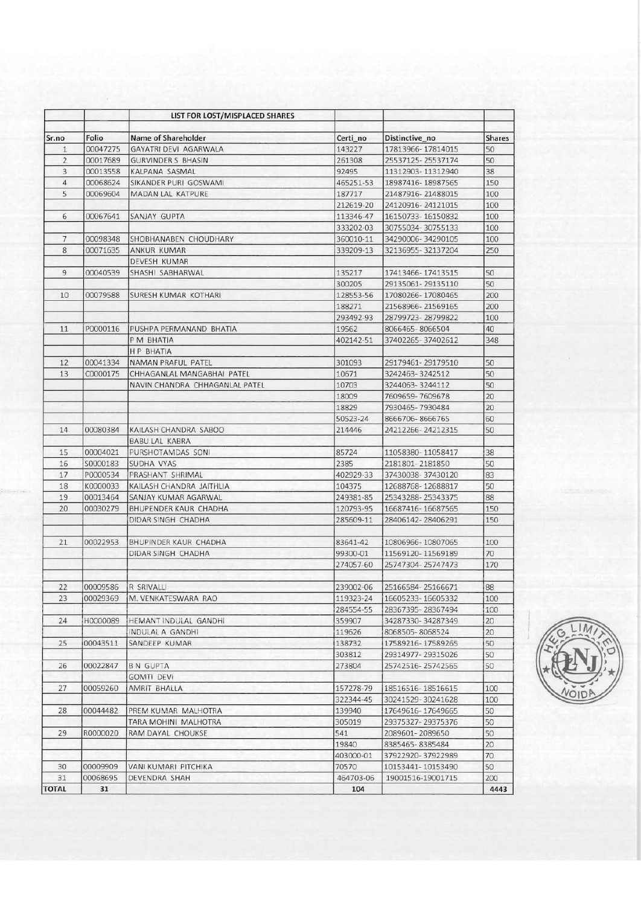| | | LIST FOR LOST/MISPLACED SHARES | | | |
|---|---|---|---|---|---|
| Sr.no | Folio | Name of Shareholder | Certi_no | Distinctive_no | Shares |
| 1 | 00047275 | GAYATRI DEVI AGARWALA | 143227 | 17813966- 17814015 | 50 |
| 2 | 00017689 | GURVINDER S BHASIN | 261308 | 25537125- 25537174 | 50 |
| 3 | 00013558 | KALPANA SASMAL | 92495 | 11312903- 11312940 | 38 |
| 4 | 00068624 | SIKANDER PURI GOSWAMI | 465251-53 | 18987416- 18987565 | 150 |
| 5 | 00069604 | MADAN LAL KATPURE | 187717 | 21487916- 21488015 | 100 |
| | | | 212619-20 | 24120916- 24121015 | 100 |
| 6 | 00067641 | SANJAY GUPTA | 113346-47 | 16150733- 16150832 | 100 |
| | | | 333202-03 | 30755034- 30755133 | 100 |
| 7 | 00098348 | SHOBHANABEN CHOUDHARY | 360010-11 | 34290006- 34290105 | 100 |
| 8 | 00071635 | ANKUR KUMAR | 339209-13 | 32136955- 32137204 | 250 |
| | | DEVESH KUMAR | | | |
| 9 | 00040539 | SHASHI SABHARWAL | 135217 | 17413466- 17413515 | 50 |
| | | | 300205 | 29135061- 29135110 | 50 |
| 10 | 00079588 | SURESH KUMAR KOTHARI | 128553-56 | 17080266- 17080465 | 200 |
| | | | 188271 | 21568966- 21569165 | 200 |
| | | | 293492-93 | 28799723- 28799822 | 100 |
| 11 | P0000116 | PUSHPA PERMANAND BHATIA | 19562 | 8066465- 8066504 | 40 |
| | | P M BHATIA | 402142-51 | 37402265- 37402612 | 348 |
| | | H P BHATIA | | | |
| 12 | 00041334 | NAMAN PRAFUL PATEL | 301093 | 29179461- 29179510 | 50 |
| 13 | C0000175 | CHHAGANLAL MANGABHAI PATEL | 10671 | 3242463- 3242512 | 50 |
| | | NAVIN CHANDRA CHHAGANLAL PATEL | 10703 | 3244063- 3244112 | 50 |
| | | | 18009 | 7609659- 7609678 | 20 |
| | | | 18829 | 7930465- 7930484 | 20 |
| | | | 50523-24 | 8666706- 8666765 | 60 |
| 14 | 00080384 | KAILASH CHANDRA SABOO | 214446 | 24212266- 24212315 | 50 |
| | | BABU LAL KABRA | | | |
| 15 | 00004021 | PURSHOTAMDAS SONI | 85724 | 11058380- 11058417 | 38 |
| 16 | S0000183 | SUDHA VYAS | 2385 | 2181801- 2181850 | 50 |
| 17 | P0000534 | PRASHANT SHRIMAL | 402929-33 | 37430038- 37430120 | 83 |
| 18 | K0000033 | KAILASH CHANDRA JAITHLIA | 104375 | 12688768- 12688817 | 50 |
| 19 | 00013464 | SANJAY KUMAR AGARWAL | 249381-85 | 25343288- 25343375 | 88 |
| 20 | 00030279 | BHUPENDER KAUR CHADHA | 120793-95 | 16687416- 16687565 | 150 |
| | | DIDAR SINGH CHADHA | 285609-11 | 28406142- 28406291 | 150 |
| | | | | | |
| 21 | 00022953 | BHUPINDER KAUR CHADHA | 83641-42 | 10806966- 10807065 | 100 |
| | | DIDAR SINGH CHADHA | 99300-01 | 11569120- 11569189 | 70 |
| | | | 274057-60 | 25747304- 25747473 | 170 |
| | | | | | |
| 22 | 00009586 | R SRIVALLI | 239002-06 | 25166584- 25166671 | 88 |
| 23 | 00029369 | M. VENKATESWARA RAO | 119323-24 | 16605233- 16605332 | 100 |
| | | | 284554-55 | 28367395- 28367494 | 100 |
| 24 | H0000089 | HEMANT INDULAL GANDHI | 359907 | 34287330- 34287349 | 20 |
| | | INDULAL A GANDHI | 119626 | 8068505- 8068524 | 20 |
| 25 | 00043511 | SANDEEP KUMAR | 138732 | 17589216- 17589265 | 50 |
| | | | 303812 | 29314977- 29315026 | 50 |
| 26 | 00022847 | B N GUPTA | 273804 | 25742516- 25742565 | 50 |
| | | GOMTI DEVI | | | |
| 27 | 00059260 | AMRIT BHALLA | 157278-79 | 18516516- 18516615 | 100 |
| | | | 322344-45 | 30241529- 30241628 | 100 |
| 28 | 00044482 | PREM KUMAR MALHOTRA | 139940 | 17649616- 17649665 | 50 |
| | | TARA MOHINI MALHOTRA | 305019 | 29375327- 29375376 | 50 |
| 29 | R0000020 | RAM DAYAL CHOUKSE | 541 | 2089601- 2089650 | 50 |
| | | | 19840 | 8385465- 8385484 | 20 |
| | | | 403000-01 | 37922920- 37922989 | 70 |
| 30 | 00009909 | VANI KUMARI PITCHIKA | 70570 | 10153441- 10153490 | 50 |
| 31 | 00068695 | DEVENDRA SHAH | 464703-06 | 19001516-19001715 | 200 |
| TOTAL | 31 | | 104 | | 4443 |